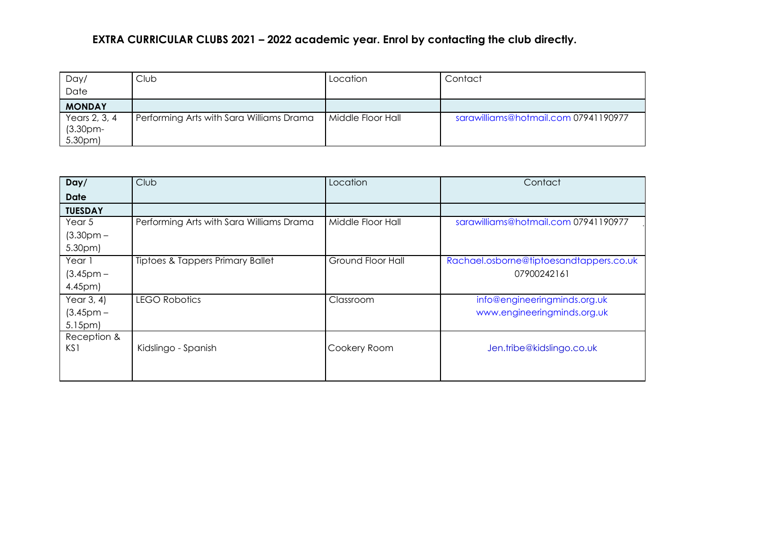# EXTRA CURRICULAR CLUBS 2021 – 2022 academic year. Enrol by contacting the club directly.

| Day/ Date | Club | Location | Contact |
|---|---|---|---|
| **MONDAY** | | | |
| Years 2, 3, 4 (3.30pm-5.30pm) | Performing Arts with Sara Williams Drama | Middle Floor Hall | sarawilliams@hotmail.com 07941190977 |

| **Day/ Date** | Club | Location | Contact |
|---|---|---|---|
| **TUESDAY** | | | |
| Year 5 (3.30pm – 5.30pm) | Performing Arts with Sara Williams Drama | Middle Floor Hall | sarawilliams@hotmail.com 07941190977 |
| Year 1 (3.45pm – 4.45pm) | Tiptoes & Tappers Primary Ballet | Ground Floor Hall | Rachael.osborne@tiptoesandtappers.co.uk 07900242161 |
| Year 3, 4) (3.45pm – 5.15pm) | LEGO Robotics | Classroom | info@engineeringminds.org.uk www.engineeringminds.org.uk |
| Reception & KS1 | Kidslingo - Spanish | Cookery Room | Jen.tribe@kidslingo.co.uk |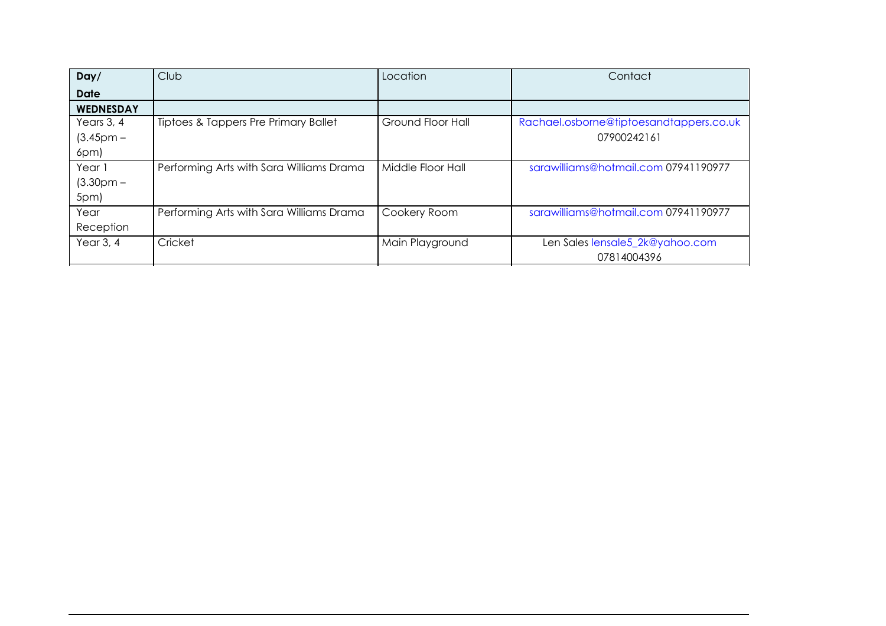| **Day/ Date** | Club | Location | Contact |
|---|---|---|---|
| **WEDNESDAY** | | | |
| Years 3, 4 (3.45pm – 6pm) | Tiptoes & Tappers Pre Primary Ballet | Ground Floor Hall | Rachael.osborne@tiptoesandtappers.co.uk 07900242161 |
| Year 1 (3.30pm – 5pm) | Performing Arts with Sara Williams Drama | Middle Floor Hall | sarawilliams@hotmail.com 07941190977 |
| Year Reception | Performing Arts with Sara Williams Drama | Cookery Room | sarawilliams@hotmail.com 07941190977 |
| Year 3, 4 | Cricket | Main Playground | Len Sales lensale5_2k@yahoo.com 07814004396 |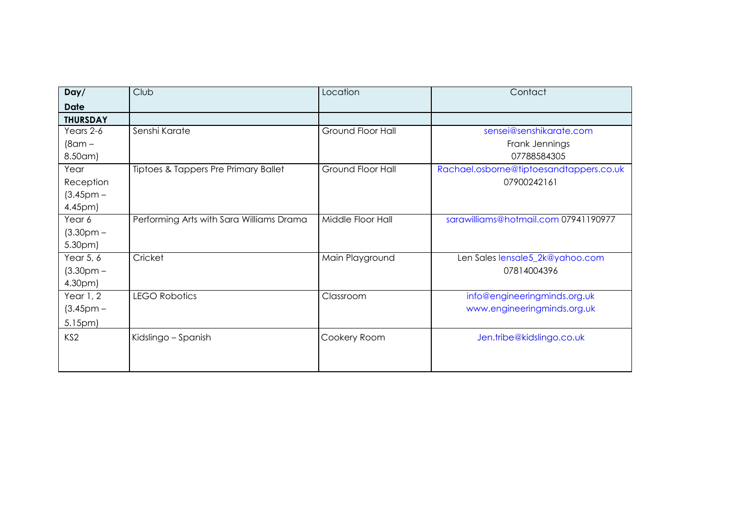| **Day/ Date** | Club | Location | Contact |
|---|---|---|---|
| **THURSDAY** | | | |
| Years 2-6 (8am – 8.50am) | Senshi Karate | Ground Floor Hall | sensei@senshikarate.com Frank Jennings 07788584305 |
| Year Reception (3.45pm – 4.45pm) | Tiptoes & Tappers Pre Primary Ballet | Ground Floor Hall | Rachael.osborne@tiptoesandtappers.co.uk 07900242161 |
| Year 6 (3.30pm – 5.30pm) | Performing Arts with Sara Williams Drama | Middle Floor Hall | sarawilliams@hotmail.com 07941190977 |
| Year 5, 6 (3.30pm – 4.30pm) | Cricket | Main Playground | Len Sales lensale5_2k@yahoo.com 07814004396 |
| Year 1, 2 (3.45pm – 5.15pm) | LEGO Robotics | Classroom | info@engineeringminds.org.uk www.engineeringminds.org.uk |
| KS2 | Kidslingo – Spanish | Cookery Room | Jen.tribe@kidslingo.co.uk |